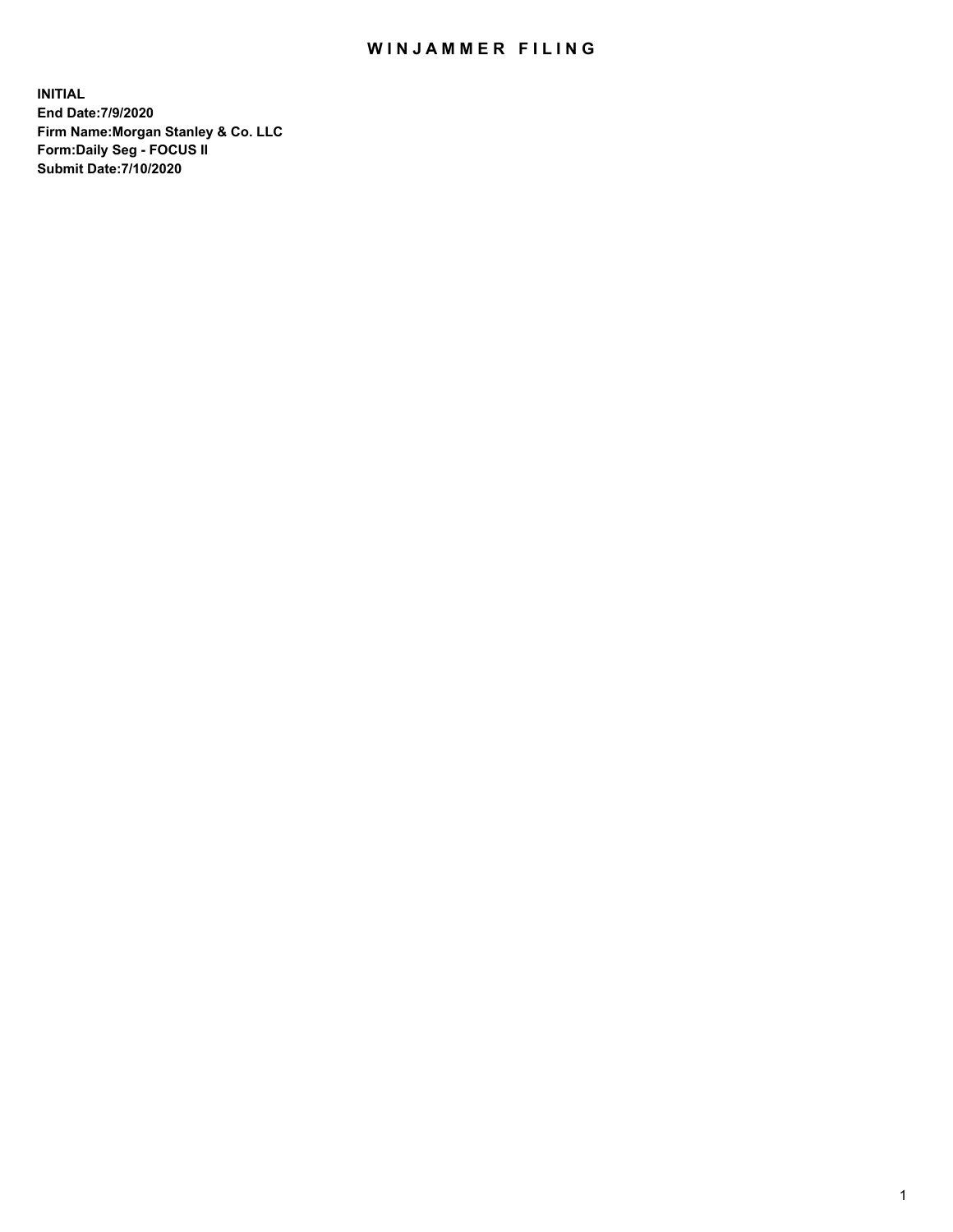# WINJAMMER FILING

**INITIAL**
**End Date:7/9/2020**
**Firm Name:Morgan Stanley & Co. LLC**
**Form:Daily Seg - FOCUS II**
**Submit Date:7/10/2020**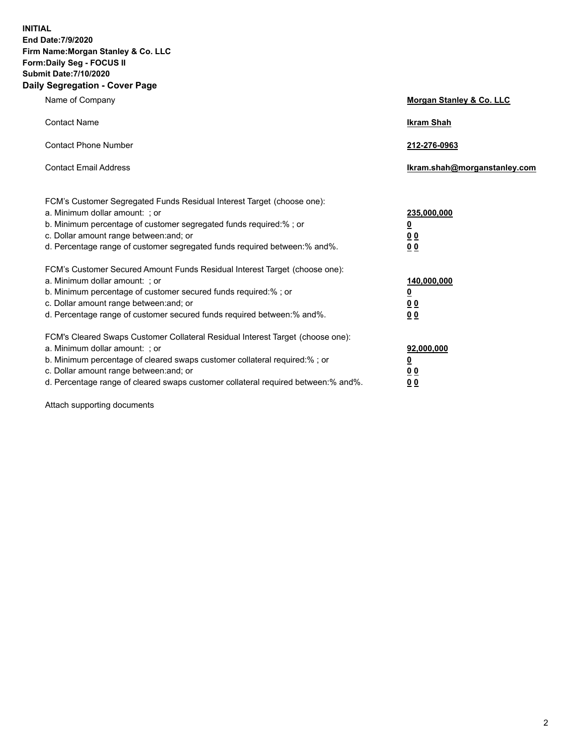**INITIAL**
**End Date:7/9/2020**
**Firm Name:Morgan Stanley & Co. LLC**
**Form:Daily Seg - FOCUS II**
**Submit Date:7/10/2020**
**Daily Segregation - Cover Page**

| | |
|---|---|
| Name of Company | **Morgan Stanley & Co. LLC** |
| Contact Name | **Ikram Shah** |
| Contact Phone Number | **212-276-0963** |
| Contact Email Address | **Ikram.shah@morganstanley.com** |

FCM's Customer Segregated Funds Residual Interest Target (choose one):

| | |
|---|---|
| a. Minimum dollar amount: ; or | **235,000,000** |
| b. Minimum percentage of customer segregated funds required:% ; or | **0** |
| c. Dollar amount range between:and; or | **0 0** |
| d. Percentage range of customer segregated funds required between:% and%. | **0 0** |

FCM's Customer Secured Amount Funds Residual Interest Target (choose one):

| | |
|---|---|
| a. Minimum dollar amount: ; or | **140,000,000** |
| b. Minimum percentage of customer secured funds required:% ; or | **0** |
| c. Dollar amount range between:and; or | **0 0** |
| d. Percentage range of customer secured funds required between:% and%. | **0 0** |

FCM's Cleared Swaps Customer Collateral Residual Interest Target (choose one):

| | |
|---|---|
| a. Minimum dollar amount: ; or | **92,000,000** |
| b. Minimum percentage of cleared swaps customer collateral required:% ; or | **0** |
| c. Dollar amount range between:and; or | **0 0** |
| d. Percentage range of cleared swaps customer collateral required between:% and%. | **0 0** |

Attach supporting documents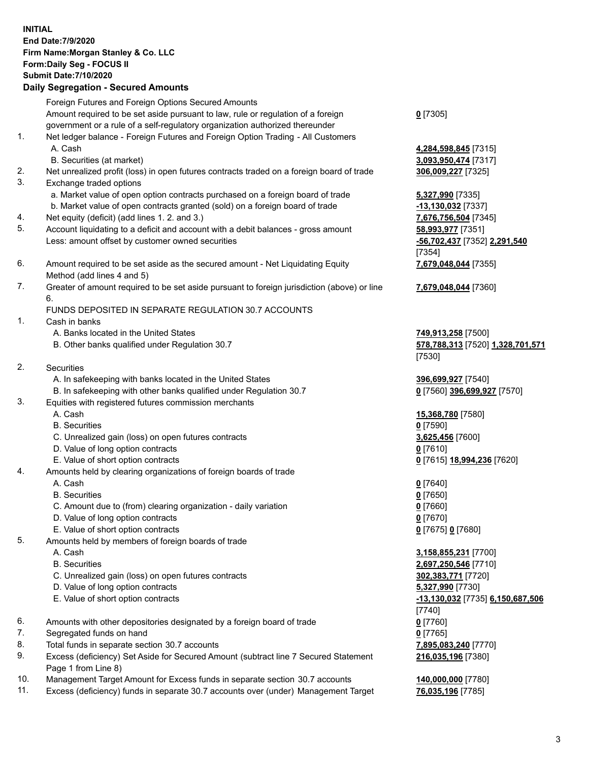**INITIAL**
**End Date:7/9/2020**
**Firm Name:Morgan Stanley & Co. LLC**
**Form:Daily Seg - FOCUS II**
**Submit Date:7/10/2020**

**Daily Segregation - Secured Amounts**

| | | |
|---|---|---|
| | Foreign Futures and Foreign Options Secured Amounts | |
| | Amount required to be set aside pursuant to law, rule or regulation of a foreign government or a rule of a self-regulatory organization authorized thereunder | **0** [7305] |
| 1. | Net ledger balance - Foreign Futures and Foreign Option Trading - All Customers | |
| | A. Cash | **4,284,598,845** [7315] |
| | B. Securities (at market) | **3,093,950,474** [7317] |
| 2. | Net unrealized profit (loss) in open futures contracts traded on a foreign board of trade | **306,009,227** [7325] |
| 3. | Exchange traded options | |
| | a. Market value of open option contracts purchased on a foreign board of trade | **5,327,990** [7335] |
| | b. Market value of open contracts granted (sold) on a foreign board of trade | **-13,130,032** [7337] |
| 4. | Net equity (deficit) (add lines 1. 2. and 3.) | **7,676,756,504** [7345] |
| 5. | Account liquidating to a deficit and account with a debit balances - gross amount | **58,993,977** [7351] |
| | Less: amount offset by customer owned securities | **-56,702,437** [7352] **2,291,540** [7354] |
| 6. | Amount required to be set aside as the secured amount - Net Liquidating Equity Method (add lines 4 and 5) | **7,679,048,044** [7355] |
| 7. | Greater of amount required to be set aside pursuant to foreign jurisdiction (above) or line 6. | **7,679,048,044** [7360] |
| | FUNDS DEPOSITED IN SEPARATE REGULATION 30.7 ACCOUNTS | |
| 1. | Cash in banks | |
| | A. Banks located in the United States | **749,913,258** [7500] |
| | B. Other banks qualified under Regulation 30.7 | **578,788,313** [7520] **1,328,701,571** [7530] |
| 2. | Securities | |
| | A. In safekeeping with banks located in the United States | **396,699,927** [7540] |
| | B. In safekeeping with other banks qualified under Regulation 30.7 | **0** [7560] **396,699,927** [7570] |
| 3. | Equities with registered futures commission merchants | |
| | A. Cash | **15,368,780** [7580] |
| | B. Securities | **0** [7590] |
| | C. Unrealized gain (loss) on open futures contracts | **3,625,456** [7600] |
| | D. Value of long option contracts | **0** [7610] |
| | E. Value of short option contracts | **0** [7615] **18,994,236** [7620] |
| 4. | Amounts held by clearing organizations of foreign boards of trade | |
| | A. Cash | **0** [7640] |
| | B. Securities | **0** [7650] |
| | C. Amount due to (from) clearing organization - daily variation | **0** [7660] |
| | D. Value of long option contracts | **0** [7670] |
| | E. Value of short option contracts | **0** [7675] **0** [7680] |
| 5. | Amounts held by members of foreign boards of trade | |
| | A. Cash | **3,158,855,231** [7700] |
| | B. Securities | **2,697,250,546** [7710] |
| | C. Unrealized gain (loss) on open futures contracts | **302,383,771** [7720] |
| | D. Value of long option contracts | **5,327,990** [7730] |
| | E. Value of short option contracts | **-13,130,032** [7735] **6,150,687,506** [7740] |
| 6. | Amounts with other depositories designated by a foreign board of trade | **0** [7760] |
| 7. | Segregated funds on hand | **0** [7765] |
| 8. | Total funds in separate section 30.7 accounts | **7,895,083,240** [7770] |
| 9. | Excess (deficiency) Set Aside for Secured Amount (subtract line 7 Secured Statement Page 1 from Line 8) | **216,035,196** [7380] |
| 10. | Management Target Amount for Excess funds in separate section 30.7 accounts | **140,000,000** [7780] |
| 11. | Excess (deficiency) funds in separate 30.7 accounts over (under) Management Target | **76,035,196** [7785] |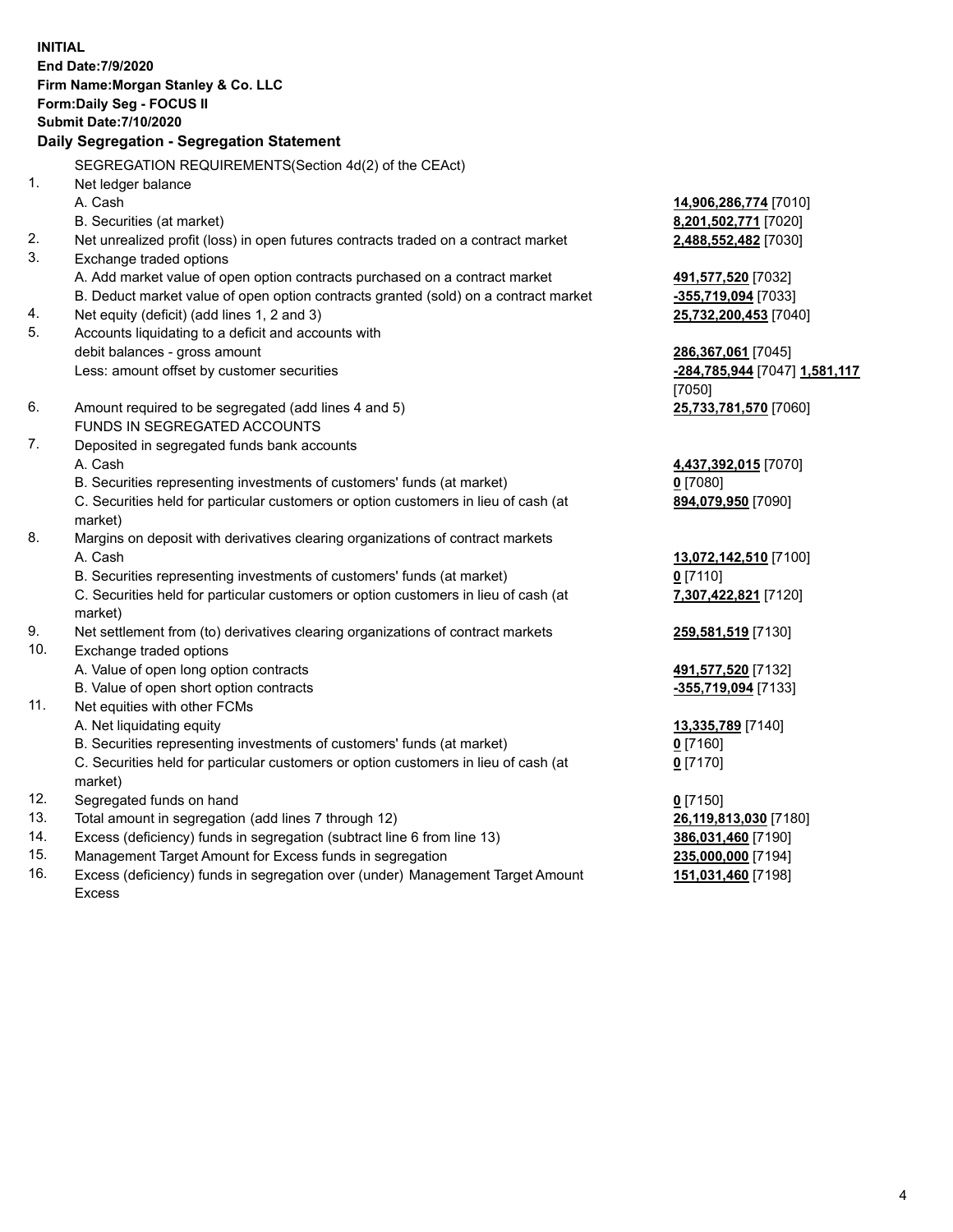**INITIAL**
**End Date:7/9/2020**
**Firm Name:Morgan Stanley & Co. LLC**
**Form:Daily Seg - FOCUS II**
**Submit Date:7/10/2020**

## Daily Segregation - Segregation Statement

SEGREGATION REQUIREMENTS(Section 4d(2) of the CEAct)

| | | |
|---|---|---|
| 1. | Net ledger balance | |
| | A. Cash | **14,906,286,774** [7010] |
| | B. Securities (at market) | **8,201,502,771** [7020] |
| 2. | Net unrealized profit (loss) in open futures contracts traded on a contract market | **2,488,552,482** [7030] |
| 3. | Exchange traded options | |
| | A. Add market value of open option contracts purchased on a contract market | **491,577,520** [7032] |
| | B. Deduct market value of open option contracts granted (sold) on a contract market | **-355,719,094** [7033] |
| 4. | Net equity (deficit) (add lines 1, 2 and 3) | **25,732,200,453** [7040] |
| 5. | Accounts liquidating to a deficit and accounts with debit balances - gross amount | **286,367,061** [7045] |
| | Less: amount offset by customer securities | **-284,785,944** [7047] **1,581,117** [7050] |
| 6. | Amount required to be segregated (add lines 4 and 5) | **25,733,781,570** [7060] |
| | FUNDS IN SEGREGATED ACCOUNTS | |
| 7. | Deposited in segregated funds bank accounts | |
| | A. Cash | **4,437,392,015** [7070] |
| | B. Securities representing investments of customers' funds (at market) | **0** [7080] |
| | C. Securities held for particular customers or option customers in lieu of cash (at market) | **894,079,950** [7090] |
| 8. | Margins on deposit with derivatives clearing organizations of contract markets | |
| | A. Cash | **13,072,142,510** [7100] |
| | B. Securities representing investments of customers' funds (at market) | **0** [7110] |
| | C. Securities held for particular customers or option customers in lieu of cash (at market) | **7,307,422,821** [7120] |
| 9. | Net settlement from (to) derivatives clearing organizations of contract markets | **259,581,519** [7130] |
| 10. | Exchange traded options | |
| | A. Value of open long option contracts | **491,577,520** [7132] |
| | B. Value of open short option contracts | **-355,719,094** [7133] |
| 11. | Net equities with other FCMs | |
| | A. Net liquidating equity | **13,335,789** [7140] |
| | B. Securities representing investments of customers' funds (at market) | **0** [7160] |
| | C. Securities held for particular customers or option customers in lieu of cash (at market) | **0** [7170] |
| 12. | Segregated funds on hand | **0** [7150] |
| 13. | Total amount in segregation (add lines 7 through 12) | **26,119,813,030** [7180] |
| 14. | Excess (deficiency) funds in segregation (subtract line 6 from line 13) | **386,031,460** [7190] |
| 15. | Management Target Amount for Excess funds in segregation | **235,000,000** [7194] |
| 16. | Excess (deficiency) funds in segregation over (under) Management Target Amount Excess | **151,031,460** [7198] |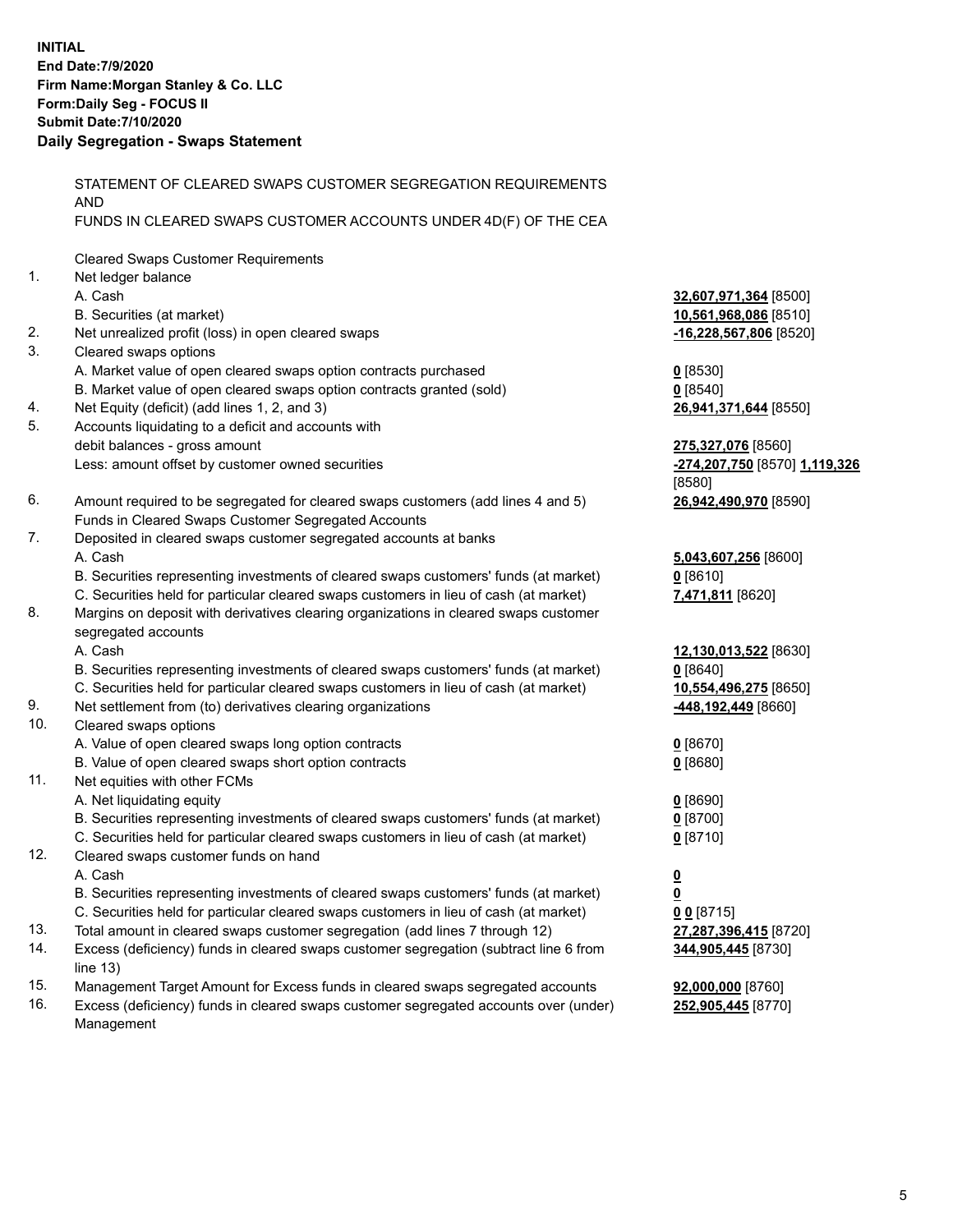**INITIAL**
**End Date:7/9/2020**
**Firm Name:Morgan Stanley & Co. LLC**
**Form:Daily Seg - FOCUS II**
**Submit Date:7/10/2020**
**Daily Segregation - Swaps Statement**

STATEMENT OF CLEARED SWAPS CUSTOMER SEGREGATION REQUIREMENTS AND FUNDS IN CLEARED SWAPS CUSTOMER ACCOUNTS UNDER 4D(F) OF THE CEA

| | | |
|---|---|---|
| | Cleared Swaps Customer Requirements | |
| 1. | Net ledger balance | |
| | A. Cash | **32,607,971,364** [8500] |
| | B. Securities (at market) | **10,561,968,086** [8510] |
| 2. | Net unrealized profit (loss) in open cleared swaps | **-16,228,567,806** [8520] |
| 3. | Cleared swaps options | |
| | A. Market value of open cleared swaps option contracts purchased | **0** [8530] |
| | B. Market value of open cleared swaps option contracts granted (sold) | **0** [8540] |
| 4. | Net Equity (deficit) (add lines 1, 2, and 3) | **26,941,371,644** [8550] |
| 5. | Accounts liquidating to a deficit and accounts with debit balances - gross amount | **275,327,076** [8560] |
| | Less: amount offset by customer owned securities | **-274,207,750** [8570] **1,119,326** [8580] |
| 6. | Amount required to be segregated for cleared swaps customers (add lines 4 and 5) | **26,942,490,970** [8590] |
| | Funds in Cleared Swaps Customer Segregated Accounts | |
| 7. | Deposited in cleared swaps customer segregated accounts at banks | |
| | A. Cash | **5,043,607,256** [8600] |
| | B. Securities representing investments of cleared swaps customers' funds (at market) | **0** [8610] |
| | C. Securities held for particular cleared swaps customers in lieu of cash (at market) | **7,471,811** [8620] |
| 8. | Margins on deposit with derivatives clearing organizations in cleared swaps customer segregated accounts | |
| | A. Cash | **12,130,013,522** [8630] |
| | B. Securities representing investments of cleared swaps customers' funds (at market) | **0** [8640] |
| | C. Securities held for particular cleared swaps customers in lieu of cash (at market) | **10,554,496,275** [8650] |
| 9. | Net settlement from (to) derivatives clearing organizations | **-448,192,449** [8660] |
| 10. | Cleared swaps options | |
| | A. Value of open cleared swaps long option contracts | **0** [8670] |
| | B. Value of open cleared swaps short option contracts | **0** [8680] |
| 11. | Net equities with other FCMs | |
| | A. Net liquidating equity | **0** [8690] |
| | B. Securities representing investments of cleared swaps customers' funds (at market) | **0** [8700] |
| | C. Securities held for particular cleared swaps customers in lieu of cash (at market) | **0** [8710] |
| 12. | Cleared swaps customer funds on hand | |
| | A. Cash | **0** |
| | B. Securities representing investments of cleared swaps customers' funds (at market) | **0** |
| | C. Securities held for particular cleared swaps customers in lieu of cash (at market) | **0** **0** [8715] |
| 13. | Total amount in cleared swaps customer segregation (add lines 7 through 12) | **27,287,396,415** [8720] |
| 14. | Excess (deficiency) funds in cleared swaps customer segregation (subtract line 6 from line 13) | **344,905,445** [8730] |
| 15. | Management Target Amount for Excess funds in cleared swaps segregated accounts | **92,000,000** [8760] |
| 16. | Excess (deficiency) funds in cleared swaps customer segregated accounts over (under) Management | **252,905,445** [8770] |